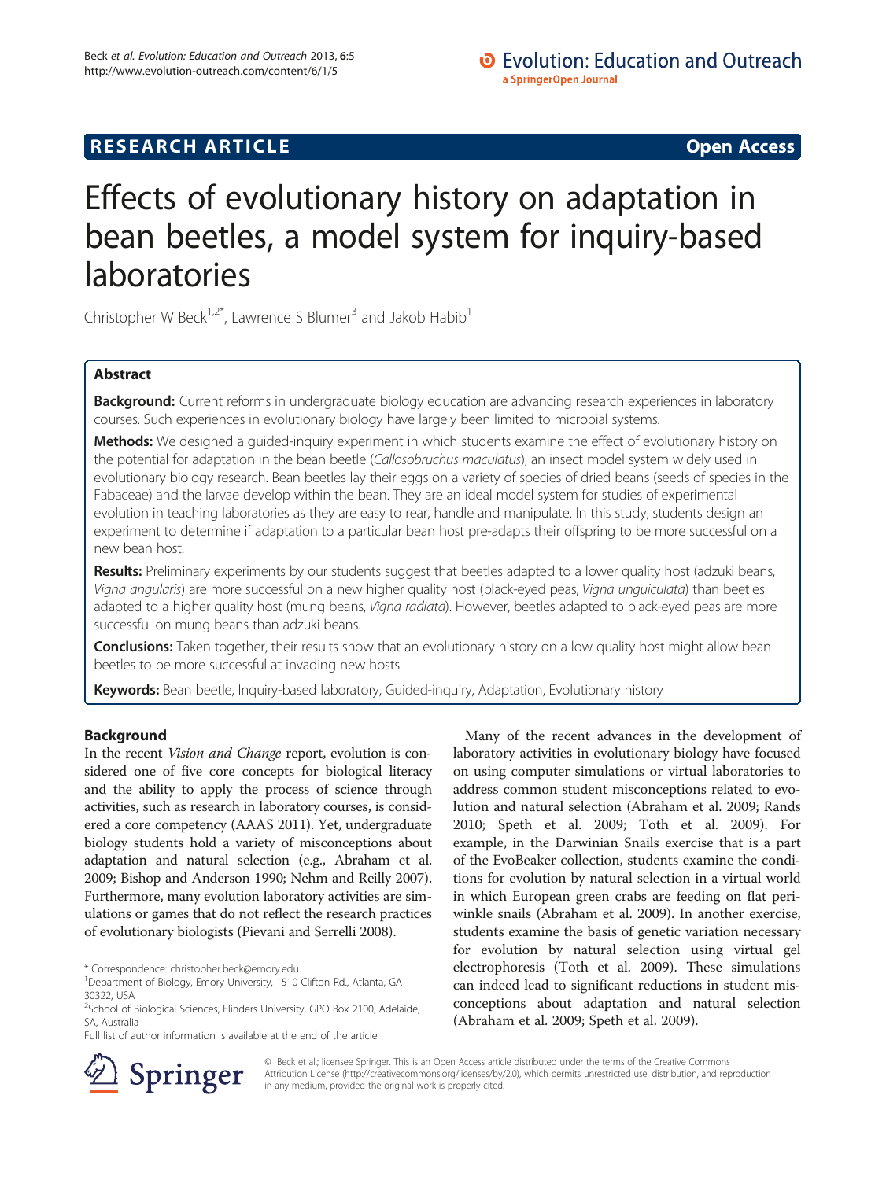RESEARCH ARTICLE Open Access

# Effects of evolutionary history on adaptation in bean beetles, a model system for inquiry-based laboratories

Christopher W Beck[1,2*], Lawrence S Blumer[3] and Jakob Habib[1]

## Abstract

**Background:** Current reforms in undergraduate biology education are advancing research experiences in laboratory courses. Such experiences in evolutionary biology have largely been limited to microbial systems.

**Methods:** We designed a guided-inquiry experiment in which students examine the effect of evolutionary history on the potential for adaptation in the bean beetle (*Callosobruchus maculatus*), an insect model system widely used in evolutionary biology research. Bean beetles lay their eggs on a variety of species of dried beans (seeds of species in the Fabaceae) and the larvae develop within the bean. They are an ideal model system for studies of experimental evolution in teaching laboratories as they are easy to rear, handle and manipulate. In this study, students design an experiment to determine if adaptation to a particular bean host pre-adapts their offspring to be more successful on a new bean host.

**Results:** Preliminary experiments by our students suggest that beetles adapted to a lower quality host (adzuki beans, *Vigna angularis*) are more successful on a new higher quality host (black-eyed peas, *Vigna unguiculata*) than beetles adapted to a higher quality host (mung beans, *Vigna radiata*). However, beetles adapted to black-eyed peas are more successful on mung beans than adzuki beans.

**Conclusions:** Taken together, their results show that an evolutionary history on a low quality host might allow bean beetles to be more successful at invading new hosts.

**Keywords:** Bean beetle, Inquiry-based laboratory, Guided-inquiry, Adaptation, Evolutionary history

## Background

In the recent *Vision and Change* report, evolution is considered one of five core concepts for biological literacy and the ability to apply the process of science through activities, such as research in laboratory courses, is considered a core competency (AAAS 2011). Yet, undergraduate biology students hold a variety of misconceptions about adaptation and natural selection (e.g., Abraham et al. 2009; Bishop and Anderson 1990; Nehm and Reilly 2007). Furthermore, many evolution laboratory activities are simulations or games that do not reflect the research practices of evolutionary biologists (Pievani and Serrelli 2008).

Many of the recent advances in the development of laboratory activities in evolutionary biology have focused on using computer simulations or virtual laboratories to address common student misconceptions related to evolution and natural selection (Abraham et al. 2009; Rands 2010; Speth et al. 2009; Toth et al. 2009). For example, in the Darwinian Snails exercise that is a part of the EvoBeaker collection, students examine the conditions for evolution by natural selection in a virtual world in which European green crabs are feeding on flat periwinkle snails (Abraham et al. 2009). In another exercise, students examine the basis of genetic variation necessary for evolution by natural selection using virtual gel electrophoresis (Toth et al. 2009). These simulations can indeed lead to significant reductions in student misconceptions about adaptation and natural selection (Abraham et al. 2009; Speth et al. 2009).

\* Correspondence: christopher.beck@emory.edu
[1]Department of Biology, Emory University, 1510 Clifton Rd., Atlanta, GA 30322, USA
[2]School of Biological Sciences, Flinders University, GPO Box 2100, Adelaide, SA, Australia
Full list of author information is available at the end of the article

© Beck et al.; licensee Springer. This is an Open Access article distributed under the terms of the Creative Commons Attribution License (http://creativecommons.org/licenses/by/2.0), which permits unrestricted use, distribution, and reproduction in any medium, provided the original work is properly cited.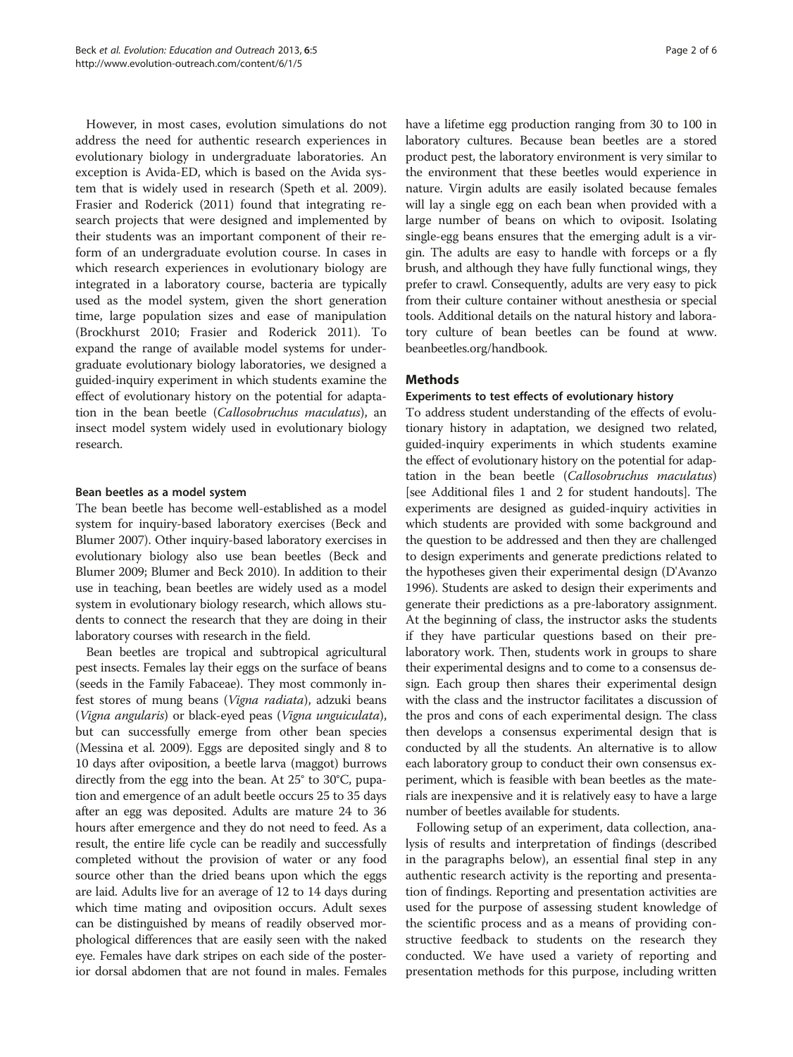However, in most cases, evolution simulations do not address the need for authentic research experiences in evolutionary biology in undergraduate laboratories. An exception is Avida-ED, which is based on the Avida system that is widely used in research (Speth et al. 2009). Frasier and Roderick (2011) found that integrating research projects that were designed and implemented by their students was an important component of their reform of an undergraduate evolution course. In cases in which research experiences in evolutionary biology are integrated in a laboratory course, bacteria are typically used as the model system, given the short generation time, large population sizes and ease of manipulation (Brockhurst 2010; Frasier and Roderick 2011). To expand the range of available model systems for undergraduate evolutionary biology laboratories, we designed a guided-inquiry experiment in which students examine the effect of evolutionary history on the potential for adaptation in the bean beetle (*Callosobruchus maculatus*), an insect model system widely used in evolutionary biology research.

### Bean beetles as a model system

The bean beetle has become well-established as a model system for inquiry-based laboratory exercises (Beck and Blumer 2007). Other inquiry-based laboratory exercises in evolutionary biology also use bean beetles (Beck and Blumer 2009; Blumer and Beck 2010). In addition to their use in teaching, bean beetles are widely used as a model system in evolutionary biology research, which allows students to connect the research that they are doing in their laboratory courses with research in the field.

Bean beetles are tropical and subtropical agricultural pest insects. Females lay their eggs on the surface of beans (seeds in the Family Fabaceae). They most commonly infest stores of mung beans (*Vigna radiata*), adzuki beans (*Vigna angularis*) or black-eyed peas (*Vigna unguiculata*), but can successfully emerge from other bean species (Messina et al. 2009). Eggs are deposited singly and 8 to 10 days after oviposition, a beetle larva (maggot) burrows directly from the egg into the bean. At 25° to 30°C, pupation and emergence of an adult beetle occurs 25 to 35 days after an egg was deposited. Adults are mature 24 to 36 hours after emergence and they do not need to feed. As a result, the entire life cycle can be readily and successfully completed without the provision of water or any food source other than the dried beans upon which the eggs are laid. Adults live for an average of 12 to 14 days during which time mating and oviposition occurs. Adult sexes can be distinguished by means of readily observed morphological differences that are easily seen with the naked eye. Females have dark stripes on each side of the posterior dorsal abdomen that are not found in males. Females have a lifetime egg production ranging from 30 to 100 in laboratory cultures. Because bean beetles are a stored product pest, the laboratory environment is very similar to the environment that these beetles would experience in nature. Virgin adults are easily isolated because females will lay a single egg on each bean when provided with a large number of beans on which to oviposit. Isolating single-egg beans ensures that the emerging adult is a virgin. The adults are easy to handle with forceps or a fly brush, and although they have fully functional wings, they prefer to crawl. Consequently, adults are very easy to pick from their culture container without anesthesia or special tools. Additional details on the natural history and laboratory culture of bean beetles can be found at www.beanbeetles.org/handbook.

## Methods

### Experiments to test effects of evolutionary history

To address student understanding of the effects of evolutionary history in adaptation, we designed two related, guided-inquiry experiments in which students examine the effect of evolutionary history on the potential for adaptation in the bean beetle (*Callosobruchus maculatus*) [see Additional files 1 and 2 for student handouts]. The experiments are designed as guided-inquiry activities in which students are provided with some background and the question to be addressed and then they are challenged to design experiments and generate predictions related to the hypotheses given their experimental design (D'Avanzo 1996). Students are asked to design their experiments and generate their predictions as a pre-laboratory assignment. At the beginning of class, the instructor asks the students if they have particular questions based on their pre-laboratory work. Then, students work in groups to share their experimental designs and to come to a consensus design. Each group then shares their experimental design with the class and the instructor facilitates a discussion of the pros and cons of each experimental design. The class then develops a consensus experimental design that is conducted by all the students. An alternative is to allow each laboratory group to conduct their own consensus experiment, which is feasible with bean beetles as the materials are inexpensive and it is relatively easy to have a large number of beetles available for students.

Following setup of an experiment, data collection, analysis of results and interpretation of findings (described in the paragraphs below), an essential final step in any authentic research activity is the reporting and presentation of findings. Reporting and presentation activities are used for the purpose of assessing student knowledge of the scientific process and as a means of providing constructive feedback to students on the research they conducted. We have used a variety of reporting and presentation methods for this purpose, including written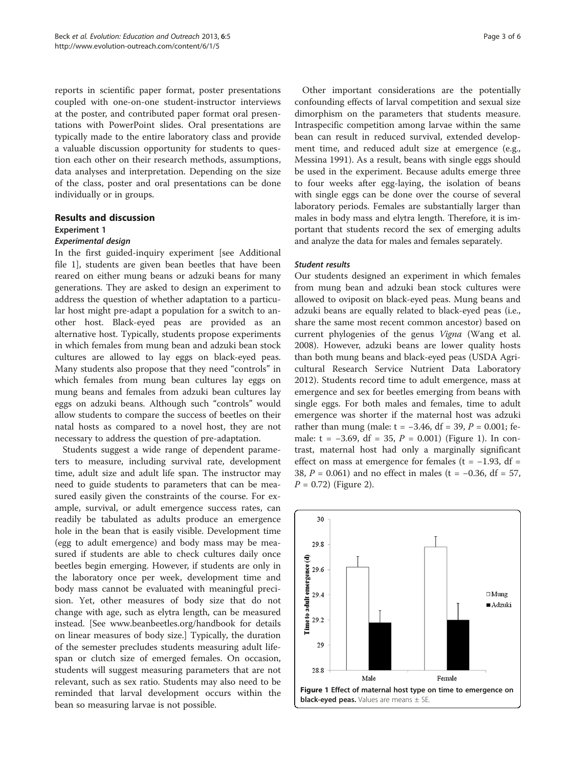reports in scientific paper format, poster presentations coupled with one-on-one student-instructor interviews at the poster, and contributed paper format oral presentations with PowerPoint slides. Oral presentations are typically made to the entire laboratory class and provide a valuable discussion opportunity for students to question each other on their research methods, assumptions, data analyses and interpretation. Depending on the size of the class, poster and oral presentations can be done individually or in groups.

## Results and discussion

### Experiment 1

#### *Experimental design*

In the first guided-inquiry experiment [see Additional file 1], students are given bean beetles that have been reared on either mung beans or adzuki beans for many generations. They are asked to design an experiment to address the question of whether adaptation to a particular host might pre-adapt a population for a switch to another host. Black-eyed peas are provided as an alternative host. Typically, students propose experiments in which females from mung bean and adzuki bean stock cultures are allowed to lay eggs on black-eyed peas. Many students also propose that they need "controls" in which females from mung bean cultures lay eggs on mung beans and females from adzuki bean cultures lay eggs on adzuki beans. Although such "controls" would allow students to compare the success of beetles on their natal hosts as compared to a novel host, they are not necessary to address the question of pre-adaptation.

Students suggest a wide range of dependent parameters to measure, including survival rate, development time, adult size and adult life span. The instructor may need to guide students to parameters that can be measured easily given the constraints of the course. For example, survival, or adult emergence success rates, can readily be tabulated as adults produce an emergence hole in the bean that is easily visible. Development time (egg to adult emergence) and body mass may be measured if students are able to check cultures daily once beetles begin emerging. However, if students are only in the laboratory once per week, development time and body mass cannot be evaluated with meaningful precision. Yet, other measures of body size that do not change with age, such as elytra length, can be measured instead. [See www.beanbeetles.org/handbook for details on linear measures of body size.] Typically, the duration of the semester precludes students measuring adult lifespan or clutch size of emerged females. On occasion, students will suggest measuring parameters that are not relevant, such as sex ratio. Students may also need to be reminded that larval development occurs within the bean so measuring larvae is not possible.

Other important considerations are the potentially confounding effects of larval competition and sexual size dimorphism on the parameters that students measure. Intraspecific competition among larvae within the same bean can result in reduced survival, extended development time, and reduced adult size at emergence (e.g., Messina 1991). As a result, beans with single eggs should be used in the experiment. Because adults emerge three to four weeks after egg-laying, the isolation of beans with single eggs can be done over the course of several laboratory periods. Females are substantially larger than males in body mass and elytra length. Therefore, it is important that students record the sex of emerging adults and analyze the data for males and females separately.

#### *Student results*

Our students designed an experiment in which females from mung bean and adzuki bean stock cultures were allowed to oviposit on black-eyed peas. Mung beans and adzuki beans are equally related to black-eyed peas (i.e., share the same most recent common ancestor) based on current phylogenies of the genus *Vigna* (Wang et al. 2008). However, adzuki beans are lower quality hosts than both mung beans and black-eyed peas (USDA Agricultural Research Service Nutrient Data Laboratory 2012). Students record time to adult emergence, mass at emergence and sex for beetles emerging from beans with single eggs. For both males and females, time to adult emergence was shorter if the maternal host was adzuki rather than mung (male: $t = -3.46$, $df = 39$, $P = 0.001$; female: $t = -3.69$, $df = 35$, $P = 0.001$) (Figure 1). In contrast, maternal host had only a marginally significant effect on mass at emergence for females ($t = -1.93$, $df = 38$, $P = 0.061$) and no effect in males ($t = -0.36$, $df = 57$, $P = 0.72$) (Figure 2).

Time to adult emergence (d)
30
29.8
29.6
29.4
29.2
29
28.8
Male
Female
□ Mung
■ Adzuki

**Figure 1 Effect of maternal host type on time to emergence on black-eyed peas.** Values are means ± SE.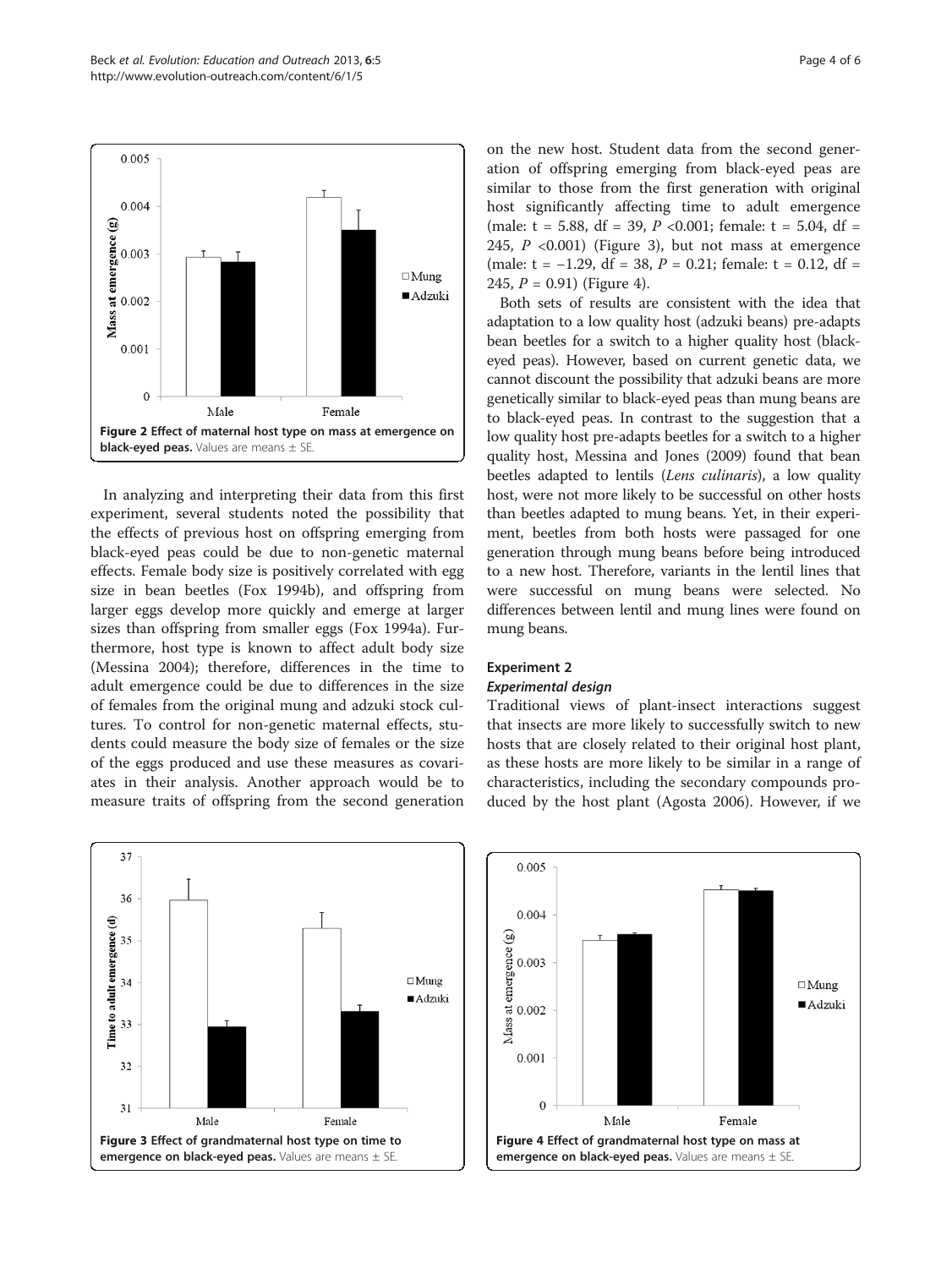Figure 2 Effect of maternal host type on mass at emergence on black-eyed peas. Values are means ± SE.

In analyzing and interpreting their data from this first experiment, several students noted the possibility that the effects of previous host on offspring emerging from black-eyed peas could be due to non-genetic maternal effects. Female body size is positively correlated with egg size in bean beetles (Fox 1994b), and offspring from larger eggs develop more quickly and emerge at larger sizes than offspring from smaller eggs (Fox 1994a). Furthermore, host type is known to affect adult body size (Messina 2004); therefore, differences in the time to adult emergence could be due to differences in the size of females from the original mung and adzuki stock cultures. To control for non-genetic maternal effects, students could measure the body size of females or the size of the eggs produced and use these measures as covariates in their analysis. Another approach would be to measure traits of offspring from the second generation on the new host. Student data from the second generation of offspring emerging from black-eyed peas are similar to those from the first generation with original host significantly affecting time to adult emergence (male: $t = 5.88$, $df = 39$, $P < 0.001$; female: $t = 5.04$, $df = 245$, $P < 0.001$) (Figure 3), but not mass at emergence (male: $t = -1.29$, $df = 38$, $P = 0.21$; female: $t = 0.12$, $df = 245$, $P = 0.91$) (Figure 4).

Both sets of results are consistent with the idea that adaptation to a low quality host (adzuki beans) pre-adapts bean beetles for a switch to a higher quality host (black-eyed peas). However, based on current genetic data, we cannot discount the possibility that adzuki beans are more genetically similar to black-eyed peas than mung beans are to black-eyed peas. In contrast to the suggestion that a low quality host pre-adapts beetles for a switch to a higher quality host, Messina and Jones (2009) found that bean beetles adapted to lentils (*Lens culinaris*), a low quality host, were not more likely to be successful on other hosts than beetles adapted to mung beans. Yet, in their experiment, beetles from both hosts were passaged for one generation through mung beans before being introduced to a new host. Therefore, variants in the lentil lines that were successful on mung beans were selected. No differences between lentil and mung lines were found on mung beans.

## Experiment 2

### *Experimental design*

Traditional views of plant-insect interactions suggest that insects are more likely to successfully switch to new hosts that are closely related to their original host plant, as these hosts are more likely to be similar in a range of characteristics, including the secondary compounds produced by the host plant (Agosta 2006). However, if we

Figure 3 Effect of grandmaternal host type on time to emergence on black-eyed peas. Values are means ± SE.

Figure 4 Effect of grandmaternal host type on mass at emergence on black-eyed peas. Values are means ± SE.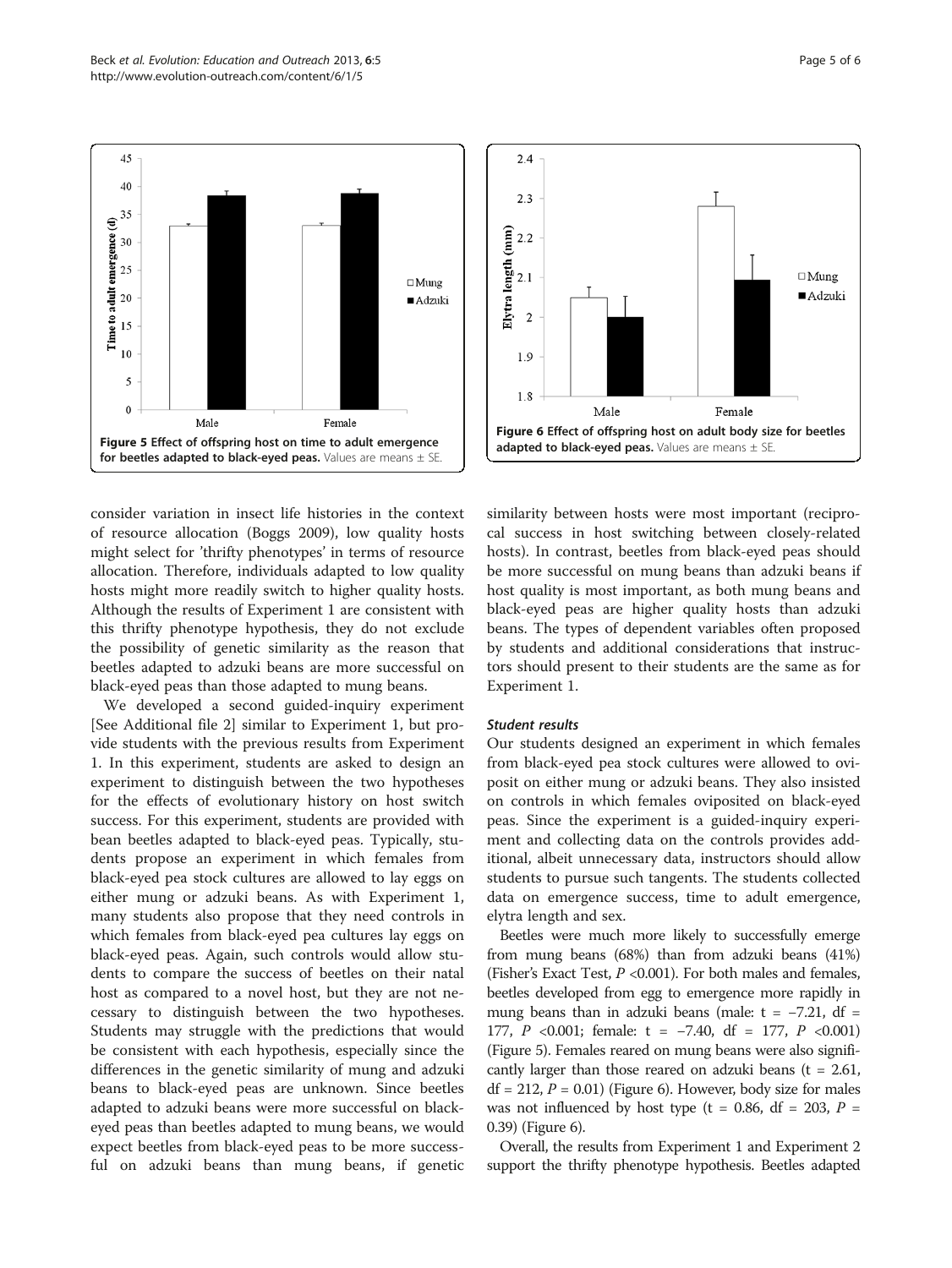45
40
35
30
25
20
15
10
5
0
Time to adult emergence (d)
Male
Female
□ Mung
■ Adzuki

**Figure 5 Effect of offspring host on time to adult emergence for beetles adapted to black-eyed peas.** Values are means ± SE.

2.4
2.3
2.2
2.1
2
1.9
1.8
Elytra length (mm)
Male
Female
□ Mung
■ Adzuki

**Figure 6 Effect of offspring host on adult body size for beetles adapted to black-eyed peas.** Values are means ± SE.

consider variation in insect life histories in the context of resource allocation (Boggs 2009), low quality hosts might select for 'thrifty phenotypes' in terms of resource allocation. Therefore, individuals adapted to low quality hosts might more readily switch to higher quality hosts. Although the results of Experiment 1 are consistent with this thrifty phenotype hypothesis, they do not exclude the possibility of genetic similarity as the reason that beetles adapted to adzuki beans are more successful on black-eyed peas than those adapted to mung beans.

We developed a second guided-inquiry experiment [See Additional file 2] similar to Experiment 1, but provide students with the previous results from Experiment 1. In this experiment, students are asked to design an experiment to distinguish between the two hypotheses for the effects of evolutionary history on host switch success. For this experiment, students are provided with bean beetles adapted to black-eyed peas. Typically, students propose an experiment in which females from black-eyed pea stock cultures are allowed to lay eggs on either mung or adzuki beans. As with Experiment 1, many students also propose that they need controls in which females from black-eyed pea cultures lay eggs on black-eyed peas. Again, such controls would allow students to compare the success of beetles on their natal host as compared to a novel host, but they are not necessary to distinguish between the two hypotheses. Students may struggle with the predictions that would be consistent with each hypothesis, especially since the differences in the genetic similarity of mung and adzuki beans to black-eyed peas are unknown. Since beetles adapted to adzuki beans were more successful on black-eyed peas than beetles adapted to mung beans, we would expect beetles from black-eyed peas to be more successful on adzuki beans than mung beans, if genetic similarity between hosts were most important (reciprocal success in host switching between closely-related hosts). In contrast, beetles from black-eyed peas should be more successful on mung beans than adzuki beans if host quality is most important, as both mung beans and black-eyed peas are higher quality hosts than adzuki beans. The types of dependent variables often proposed by students and additional considerations that instructors should present to their students are the same as for Experiment 1.

#### *Student results*

Our students designed an experiment in which females from black-eyed pea stock cultures were allowed to oviposit on either mung or adzuki beans. They also insisted on controls in which females oviposited on black-eyed peas. Since the experiment is a guided-inquiry experiment and collecting data on the controls provides additional, albeit unnecessary data, instructors should allow students to pursue such tangents. The students collected data on emergence success, time to adult emergence, elytra length and sex.

Beetles were much more likely to successfully emerge from mung beans (68%) than from adzuki beans (41%) (Fisher's Exact Test, $P < 0.001$). For both males and females, beetles developed from egg to emergence more rapidly in mung beans than in adzuki beans (male: $t = -7.21$, $df = 177$, $P < 0.001$; female: $t = -7.40$, $df = 177$, $P < 0.001$) (Figure 5). Females reared on mung beans were also significantly larger than those reared on adzuki beans ($t = 2.61$, $df = 212$, $P = 0.01$) (Figure 6). However, body size for males was not influenced by host type ($t = 0.86$, $df = 203$, $P = 0.39$) (Figure 6).

Overall, the results from Experiment 1 and Experiment 2 support the thrifty phenotype hypothesis. Beetles adapted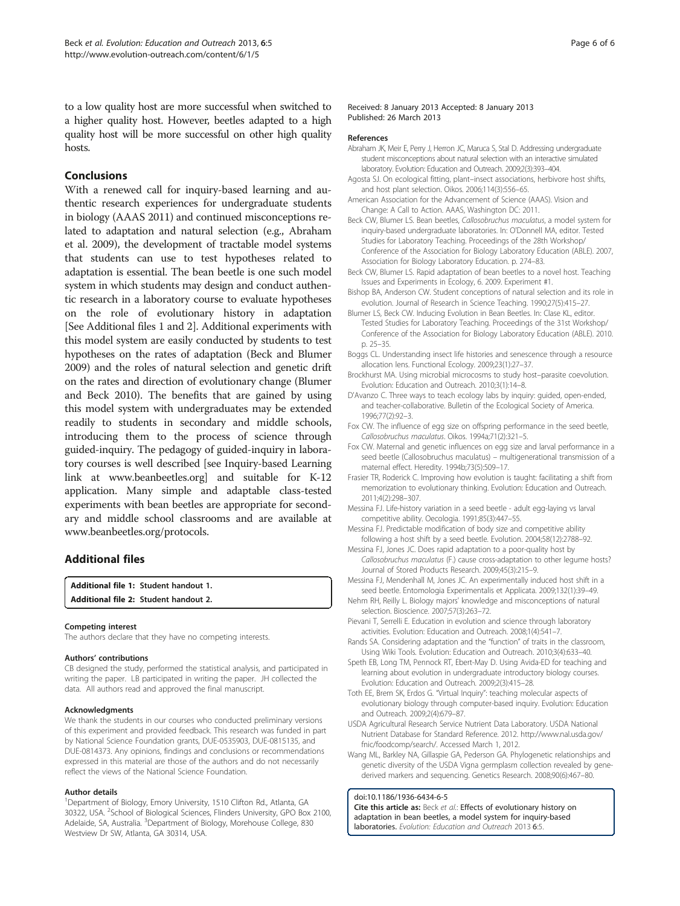to a low quality host are more successful when switched to a higher quality host. However, beetles adapted to a high quality host will be more successful on other high quality hosts.

## Conclusions

With a renewed call for inquiry-based learning and authentic research experiences for undergraduate students in biology (AAAS 2011) and continued misconceptions related to adaptation and natural selection (e.g., Abraham et al. 2009), the development of tractable model systems that students can use to test hypotheses related to adaptation is essential. The bean beetle is one such model system in which students may design and conduct authentic research in a laboratory course to evaluate hypotheses on the role of evolutionary history in adaptation [See Additional files 1 and 2]. Additional experiments with this model system are easily conducted by students to test hypotheses on the rates of adaptation (Beck and Blumer 2009) and the roles of natural selection and genetic drift on the rates and direction of evolutionary change (Blumer and Beck 2010). The benefits that are gained by using this model system with undergraduates may be extended readily to students in secondary and middle schools, introducing them to the process of science through guided-inquiry. The pedagogy of guided-inquiry in laboratory courses is well described [see Inquiry-based Learning link at www.beanbeetles.org] and suitable for K-12 application. Many simple and adaptable class-tested experiments with bean beetles are appropriate for secondary and middle school classrooms and are available at www.beanbeetles.org/protocols.

## Additional files

**Additional file 1: Student handout 1.**
**Additional file 2: Student handout 2.**

#### Competing interest

The authors declare that they have no competing interests.

#### Authors' contributions

CB designed the study, performed the statistical analysis, and participated in writing the paper. LB participated in writing the paper. JH collected the data. All authors read and approved the final manuscript.

#### Acknowledgments

We thank the students in our courses who conducted preliminary versions of this experiment and provided feedback. This research was funded in part by National Science Foundation grants, DUE-0535903, DUE-0815135, and DUE-0814373. Any opinions, findings and conclusions or recommendations expressed in this material are those of the authors and do not necessarily reflect the views of the National Science Foundation.

#### Author details

[1]Department of Biology, Emory University, 1510 Clifton Rd., Atlanta, GA 30322, USA. [2]School of Biological Sciences, Flinders University, GPO Box 2100, Adelaide, SA, Australia. [3]Department of Biology, Morehouse College, 830 Westview Dr SW, Atlanta, GA 30314, USA.

Received: 8 January 2013 Accepted: 8 January 2013
Published: 26 March 2013

#### References

Abraham JK, Meir E, Perry J, Herron JC, Maruca S, Stal D. Addressing undergraduate student misconceptions about natural selection with an interactive simulated laboratory. Evolution: Education and Outreach. 2009;2(3):393–404.

Agosta SJ. On ecological fitting, plant–insect associations, herbivore host shifts, and host plant selection. Oikos. 2006;114(3):556–65.

American Association for the Advancement of Science (AAAS). Vision and Change: A Call to Action. AAAS, Washington DC: 2011.

Beck CW, Blumer LS. Bean beetles, *Callosobruchus maculatus*, a model system for inquiry-based undergraduate laboratories. In: O'Donnell MA, editor. Tested Studies for Laboratory Teaching. Proceedings of the 28th Workshop/Conference of the Association for Biology Laboratory Education (ABLE). 2007, Association for Biology Laboratory Education. p. 274–83.

Beck CW, Blumer LS. Rapid adaptation of bean beetles to a novel host. Teaching Issues and Experiments in Ecology, 6. 2009. Experiment #1.

Bishop BA, Anderson CW. Student conceptions of natural selection and its role in evolution. Journal of Research in Science Teaching. 1990;27(5):415–27.

Blumer LS, Beck CW. Inducing Evolution in Bean Beetles. In: Clase KL, editor. Tested Studies for Laboratory Teaching. Proceedings of the 31st Workshop/Conference of the Association for Biology Laboratory Education (ABLE). 2010. p. 25–35.

Boggs CL. Understanding insect life histories and senescence through a resource allocation lens. Functional Ecology. 2009;23(1):27–37.

Brockhurst MA. Using microbial microcosms to study host–parasite coevolution. Evolution: Education and Outreach. 2010;3(1):14–8.

D'Avanzo C. Three ways to teach ecology labs by inquiry: guided, open-ended, and teacher-collaborative. Bulletin of the Ecological Society of America. 1996;77(2):92–3.

Fox CW. The influence of egg size on offspring performance in the seed beetle, *Callosobruchus maculatus*. Oikos. 1994a;71(2):321–5.

Fox CW. Maternal and genetic influences on egg size and larval performance in a seed beetle (Callosobruchus maculatus) – multigenerational transmission of a maternal effect. Heredity. 1994b;73(5):509–17.

Frasier TR, Roderick C. Improving how evolution is taught: facilitating a shift from memorization to evolutionary thinking. Evolution: Education and Outreach. 2011;4(2):298–307.

Messina FJ. Life-history variation in a seed beetle - adult egg-laying vs larval competitive ability. Oecologia. 1991;85(3):447–55.

Messina FJ. Predictable modification of body size and competitive ability following a host shift by a seed beetle. Evolution. 2004;58(12):2788–92.

Messina FJ, Jones JC. Does rapid adaptation to a poor-quality host by *Callosobruchus maculatus* (F.) cause cross-adaptation to other legume hosts? Journal of Stored Products Research. 2009;45(3):215–9.

Messina FJ, Mendenhall M, Jones JC. An experimentally induced host shift in a seed beetle. Entomologia Experimentalis et Applicata. 2009;132(1):39–49.

Nehm RH, Reilly L. Biology majors' knowledge and misconceptions of natural selection. Bioscience. 2007;57(3):263–72.

Pievani T, Serrelli E. Education in evolution and science through laboratory activities. Evolution: Education and Outreach. 2008;1(4):541–7.

Rands SA. Considering adaptation and the "function" of traits in the classroom, Using Wiki Tools. Evolution: Education and Outreach. 2010;3(4):633–40.

Speth EB, Long TM, Pennock RT, Ebert-May D. Using Avida-ED for teaching and learning about evolution in undergraduate introductory biology courses. Evolution: Education and Outreach. 2009;2(3):415–28.

Toth EE, Brem SK, Erdos G. "Virtual Inquiry": teaching molecular aspects of evolutionary biology through computer-based inquiry. Evolution: Education and Outreach. 2009;2(4):679–87.

USDA Agricultural Research Service Nutrient Data Laboratory. USDA National Nutrient Database for Standard Reference. 2012. http://www.nal.usda.gov/fnic/foodcomp/search/. Accessed March 1, 2012.

Wang ML, Barkley NA, Gillaspie GA, Pederson GA. Phylogenetic relationships and genetic diversity of the USDA Vigna germplasm collection revealed by gene-derived markers and sequencing. Genetics Research. 2008;90(6):467–80.

doi:10.1186/1936-6434-6-5
**Cite this article as:** Beck *et al.*: Effects of evolutionary history on adaptation in bean beetles, a model system for inquiry-based laboratories. *Evolution: Education and Outreach* 2013 **6**:5.